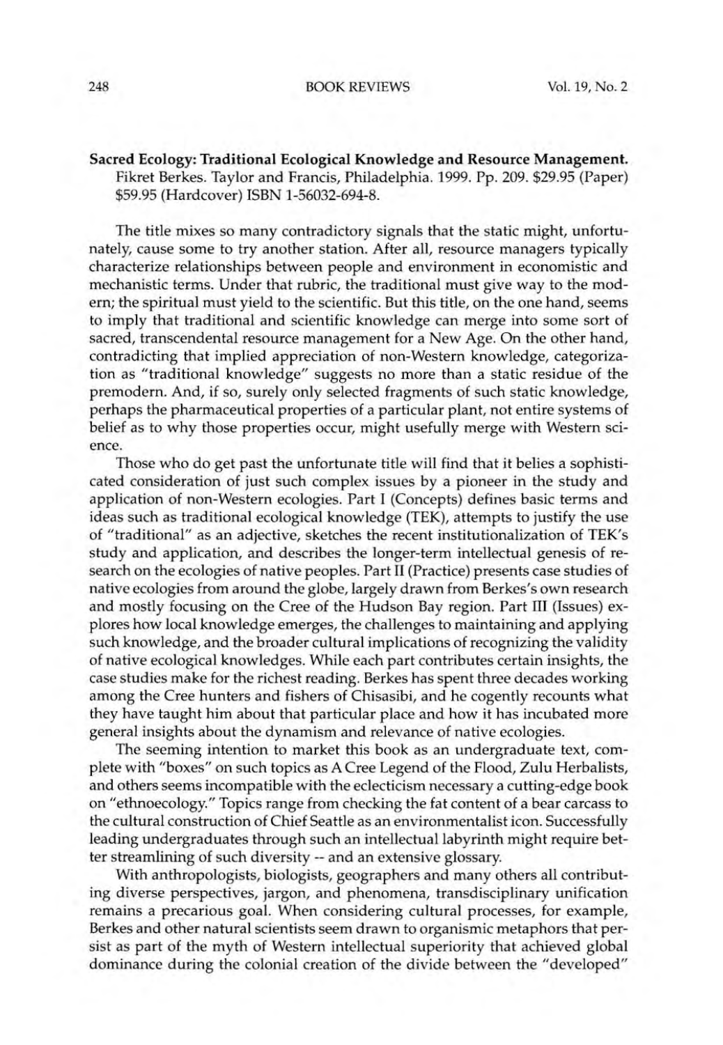**Sacred Ecology: Traditional Ecological Knowledge and Resource Management.** Fikret Berkes. Taylor and Francis, Philadelphia. 1999. Pp. 209. $29.95 (Paper) $59.95 (Hardcover) ISBN 1-56032-694-8.

The title mixes so many contradictory signals that the static might, unfortunately, cause some to try another station. After all, resource managers typically characterize relationships between people and environment in economistic and mechanistic terms. Under that rubric, the traditional must give way to the modern; the spiritual must yield to the scientific. But this title, on the one hand, seems to imply that traditional and scientific knowledge can merge into some sort of sacred, transcendental resource management for a New Age. On the other hand, contradicting that implied appreciation of non-Western knowledge, categorization as "traditional knowledge" suggests no more than a static residue of the premodern. And, if so, surely only selected fragments of such static knowledge, perhaps the pharmaceutical properties of a particular plant, not entire systems of belief as to why those properties occur, might usefully merge with Western science.

Those who do get past the unfortunate title will find that it belies a sophisticated consideration of just such complex issues by a pioneer in the study and application of non-Western ecologies. Part I (Concepts) defines basic terms and ideas such as traditional ecological knowledge (TEK), attempts to justify the use of "traditional" as an adjective, sketches the recent institutionalization of TEK's study and application, and describes the longer-term intellectual genesis of research on the ecologies of native peoples. Part II (Practice) presents case studies of native ecologies from around the globe, largely drawn from Berkes's own research and mostly focusing on the Cree of the Hudson Bay region. Part III (Issues) explores how local knowledge emerges, the challenges to maintaining and applying such knowledge, and the broader cultural implications of recognizing the validity of native ecological knowledges. While each part contributes certain insights, the case studies make for the richest reading. Berkes has spent three decades working among the Cree hunters and fishers of Chisasibi, and he cogently recounts what they have taught him about that particular place and how it has incubated more general insights about the dynamism and relevance of native ecologies.

The seeming intention to market this book as an undergraduate text, complete with "boxes" on such topics as A Cree Legend of the Flood, Zulu Herbalists, and others seems incompatible with the eclecticism necessary a cutting-edge book on "ethnoecology." Topics range from checking the fat content of a bear carcass to the cultural construction of Chief Seattle as an environmentalist icon. Successfully leading undergraduates through such an intellectual labyrinth might require better streamlining of such diversity -- and an extensive glossary.

With anthropologists, biologists, geographers and many others all contributing diverse perspectives, jargon, and phenomena, transdisciplinary unification remains a precarious goal. When considering cultural processes, for example, Berkes and other natural scientists seem drawn to organismic metaphors that persist as part of the myth of Western intellectual superiority that achieved global dominance during the colonial creation of the divide between the "developed"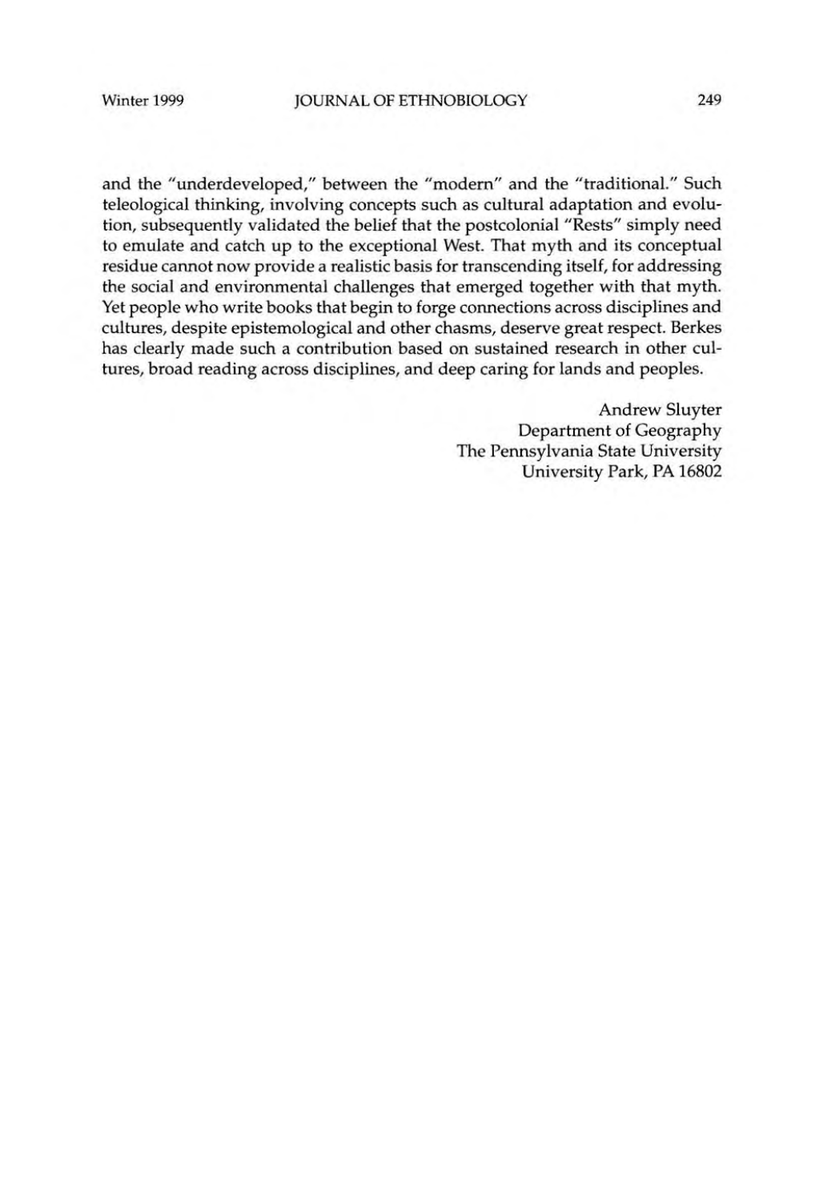and the "underdeveloped," between the "modern" and the "traditional." Such teleological thinking, involving concepts such as cultural adaptation and evolution, subsequently validated the belief that the postcolonial "Rests" simply need to emulate and catch up to the exceptional West. That myth and its conceptual residue cannot now provide a realistic basis for transcending itself, for addressing the social and environmental challenges that emerged together with that myth. Yet people who write books that begin to forge connections across disciplines and cultures, despite epistemological and other chasms, deserve great respect. Berkes has clearly made such a contribution based on sustained research in other cultures, broad reading across disciplines, and deep caring for lands and peoples.

Andrew Sluyter
Department of Geography
The Pennsylvania State University
University Park, PA 16802